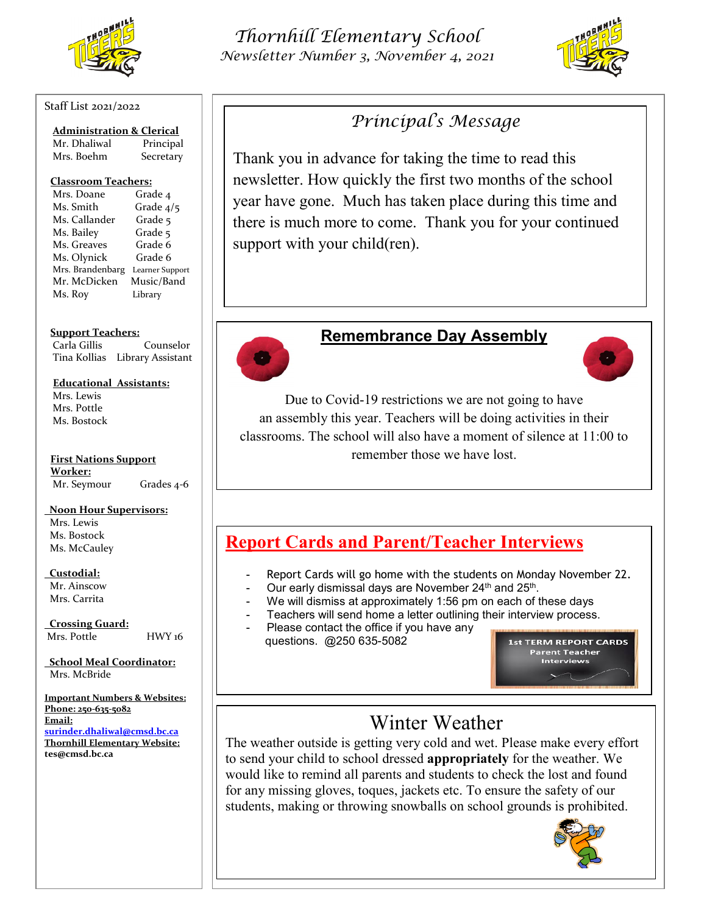# Thornhill Elementary School

*Newsletter Number 3, November 4, 2021*

Staff List 2021/2022

**Administration & Clerical**

| | |
|---|---|
| Mr. Dhaliwal | Principal |
| Mrs. Boehm | Secretary |

**Classroom Teachers:**

| | |
|---|---|
| Mrs. Doane | Grade 4 |
| Ms. Smith | Grade 4/5 |
| Ms. Callander | Grade 5 |
| Ms. Bailey | Grade 5 |
| Ms. Greaves | Grade 6 |
| Ms. Olynick | Grade 6 |
| Mrs. Brandenbarg | Learner Support |
| Mr. McDicken | Music/Band |
| Ms. Roy | Library |

**Support Teachers:**

| | |
|---|---|
| Carla Gillis | Counselor |
| Tina Kollias | Library Assistant |

**Educational Assistants:**

Mrs. Lewis
Mrs. Pottle
Ms. Bostock

**First Nations Support Worker:**

| | |
|---|---|
| Mr. Seymour | Grades 4-6 |

**Noon Hour Supervisors:**

Mrs. Lewis
Ms. Bostock
Ms. McCauley

**Custodial:**

Mr. Ainscow
Mrs. Carrita

**Crossing Guard:**

| | |
|---|---|
| Mrs. Pottle | HWY 16 |

**School Meal Coordinator:**

Mrs. McBride

**Important Numbers & Websites:**
**Phone: 250-635-5082**
**Email:**
**surinder.dhaliwal@cmsd.bc.ca**
**Thornhill Elementary Website:**
**tes@cmsd.bc.ca**

## *Principal's Message*

Thank you in advance for taking the time to read this newsletter. How quickly the first two months of the school year have gone. Much has taken place during this time and there is much more to come. Thank you for your continued support with your child(ren).

## Remembrance Day Assembly

Due to Covid-19 restrictions we are not going to have an assembly this year. Teachers will be doing activities in their classrooms. The school will also have a moment of silence at 11:00 to remember those we have lost.

## Report Cards and Parent/Teacher Interviews

- Report Cards will go home with the students on Monday November 22.
- Our early dismissal days are November 24th and 25th.
- We will dismiss at approximately 1:56 pm on each of these days
- Teachers will send home a letter outlining their interview process.
- Please contact the office if you have any questions. @250 635-5082

1st TERM REPORT CARDS
Parent Teacher Interviews

## Winter Weather

The weather outside is getting very cold and wet. Please make every effort to send your child to school dressed **appropriately** for the weather. We would like to remind all parents and students to check the lost and found for any missing gloves, toques, jackets etc. To ensure the safety of our students, making or throwing snowballs on school grounds is prohibited.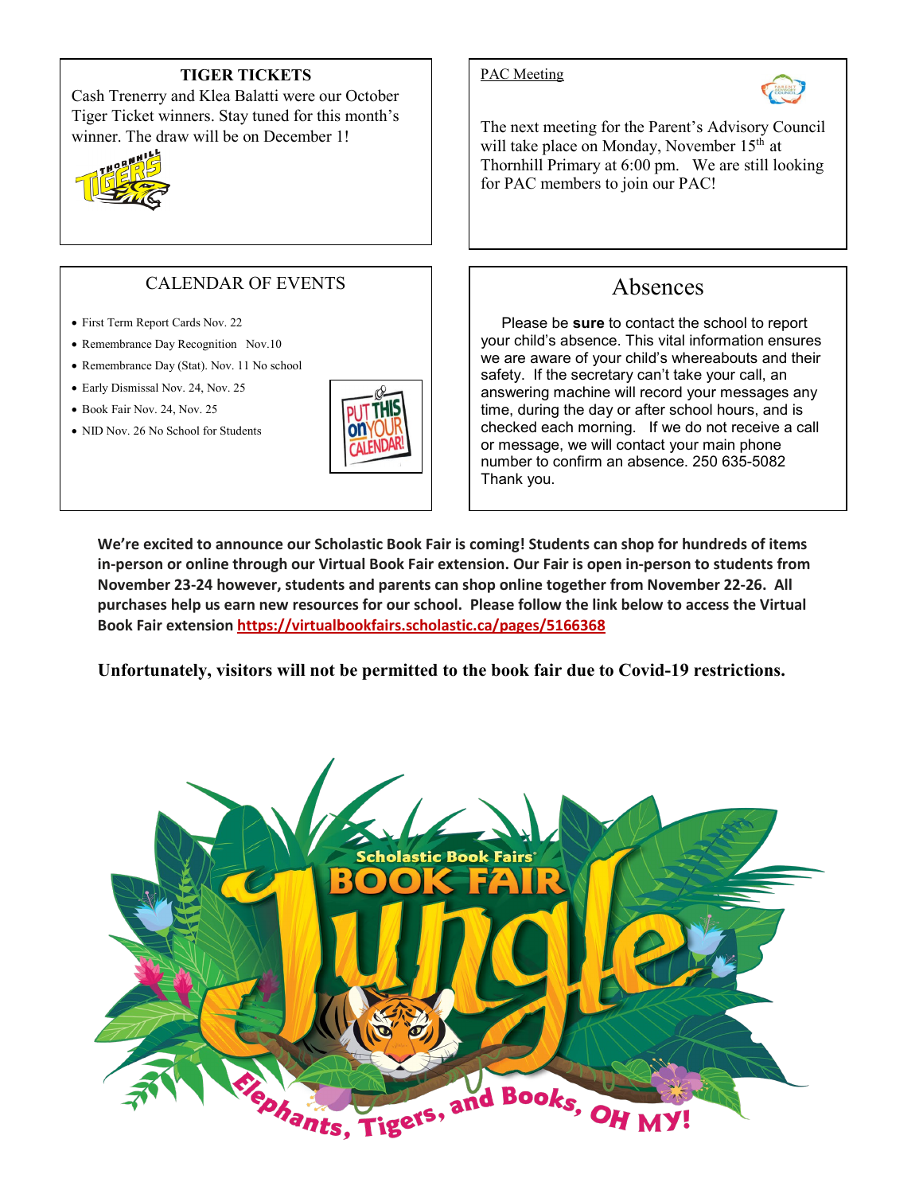## TIGER TICKETS

Cash Trenerry and Klea Balatti were our October Tiger Ticket winners. Stay tuned for this month's winner. The draw will be on December 1!

PAC Meeting

The next meeting for the Parent's Advisory Council will take place on Monday, November 15th at Thornhill Primary at 6:00 pm. We are still looking for PAC members to join our PAC!

## CALENDAR OF EVENTS

- First Term Report Cards Nov. 22
- Remembrance Day Recognition Nov.10
- Remembrance Day (Stat). Nov. 11 No school
- Early Dismissal Nov. 24, Nov. 25
- Book Fair Nov. 24, Nov. 25
- NID Nov. 26 No School for Students

## Absences

Please be **sure** to contact the school to report your child's absence. This vital information ensures we are aware of your child's whereabouts and their safety. If the secretary can't take your call, an answering machine will record your messages any time, during the day or after school hours, and is checked each morning. If we do not receive a call or message, we will contact your main phone number to confirm an absence. 250 635-5082 Thank you.

**We're excited to announce our Scholastic Book Fair is coming! Students can shop for hundreds of items in-person or online through our Virtual Book Fair extension. Our Fair is open in-person to students from November 23-24 however, students and parents can shop online together from November 22-26. All purchases help us earn new resources for our school. Please follow the link below to access the Virtual Book Fair extension https://virtualbookfairs.scholastic.ca/pages/5166368**

**Unfortunately, visitors will not be permitted to the book fair due to Covid-19 restrictions.**